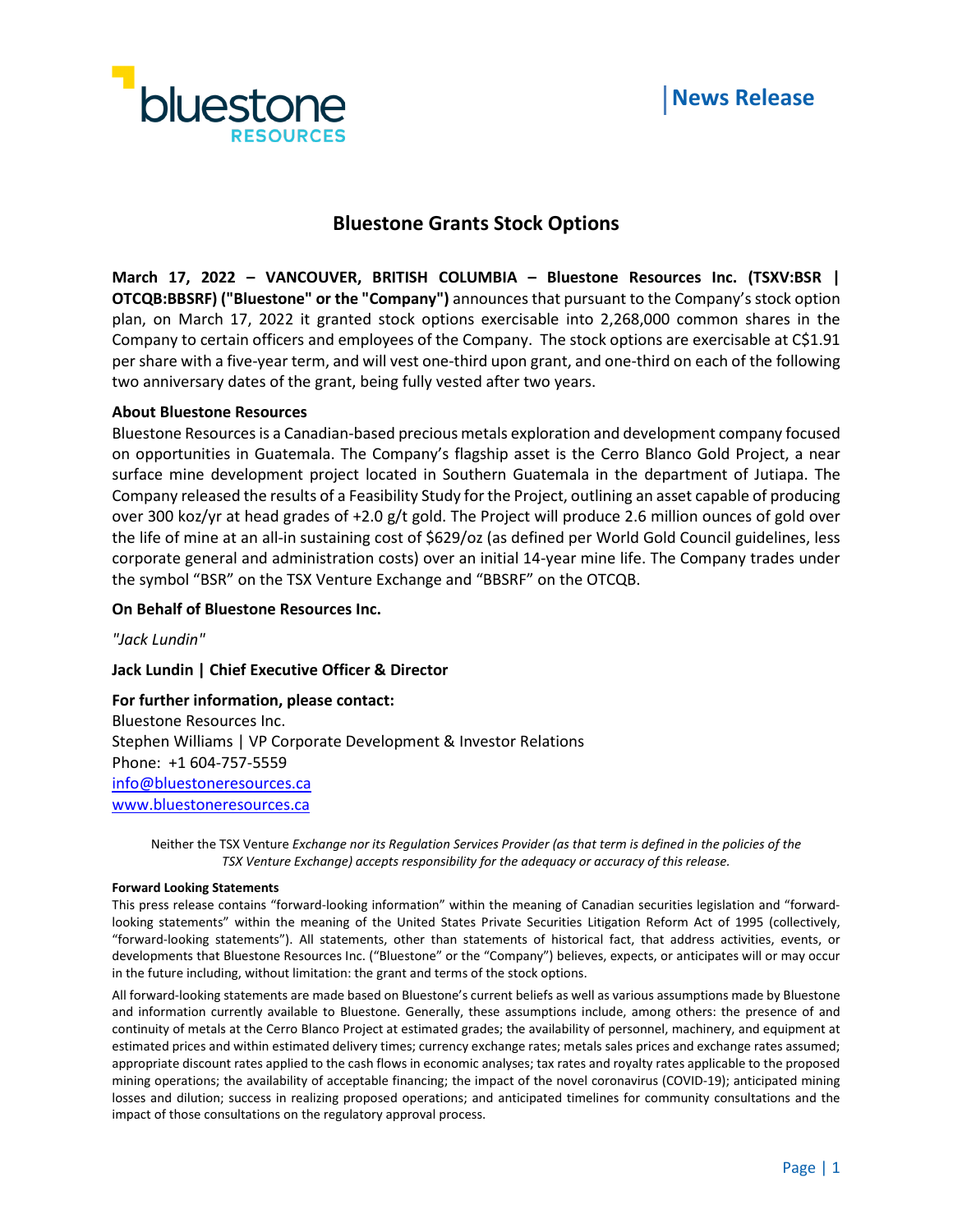News Release

# Bluestone Grants Stock Options

**March 17, 2022 – VANCOUVER, BRITISH COLUMBIA – Bluestone Resources Inc. (TSXV:BSR | OTCQB:BBSRF) ("Bluestone" or the "Company")** announces that pursuant to the Company's stock option plan, on March 17, 2022 it granted stock options exercisable into 2,268,000 common shares in the Company to certain officers and employees of the Company. The stock options are exercisable at C$1.91 per share with a five-year term, and will vest one-third upon grant, and one-third on each of the following two anniversary dates of the grant, being fully vested after two years.

**About Bluestone Resources**

Bluestone Resources is a Canadian-based precious metals exploration and development company focused on opportunities in Guatemala. The Company's flagship asset is the Cerro Blanco Gold Project, a near surface mine development project located in Southern Guatemala in the department of Jutiapa. The Company released the results of a Feasibility Study for the Project, outlining an asset capable of producing over 300 koz/yr at head grades of +2.0 g/t gold. The Project will produce 2.6 million ounces of gold over the life of mine at an all-in sustaining cost of $629/oz (as defined per World Gold Council guidelines, less corporate general and administration costs) over an initial 14-year mine life. The Company trades under the symbol "BSR" on the TSX Venture Exchange and "BBSRF" on the OTCQB.

**On Behalf of Bluestone Resources Inc.**

*"Jack Lundin"*

**Jack Lundin | Chief Executive Officer & Director**

**For further information, please contact:**

Bluestone Resources Inc.
Stephen Williams | VP Corporate Development & Investor Relations
Phone: +1 604-757-5559
info@bluestoneresources.ca
www.bluestoneresources.ca

Neither the TSX Venture *Exchange nor its Regulation Services Provider (as that term is defined in the policies of the TSX Venture Exchange) accepts responsibility for the adequacy or accuracy of this release.*

**Forward Looking Statements**

This press release contains "forward-looking information" within the meaning of Canadian securities legislation and "forward-looking statements" within the meaning of the United States Private Securities Litigation Reform Act of 1995 (collectively, "forward-looking statements"). All statements, other than statements of historical fact, that address activities, events, or developments that Bluestone Resources Inc. ("Bluestone" or the "Company") believes, expects, or anticipates will or may occur in the future including, without limitation: the grant and terms of the stock options.

All forward-looking statements are made based on Bluestone's current beliefs as well as various assumptions made by Bluestone and information currently available to Bluestone. Generally, these assumptions include, among others: the presence of and continuity of metals at the Cerro Blanco Project at estimated grades; the availability of personnel, machinery, and equipment at estimated prices and within estimated delivery times; currency exchange rates; metals sales prices and exchange rates assumed; appropriate discount rates applied to the cash flows in economic analyses; tax rates and royalty rates applicable to the proposed mining operations; the availability of acceptable financing; the impact of the novel coronavirus (COVID-19); anticipated mining losses and dilution; success in realizing proposed operations; and anticipated timelines for community consultations and the impact of those consultations on the regulatory approval process.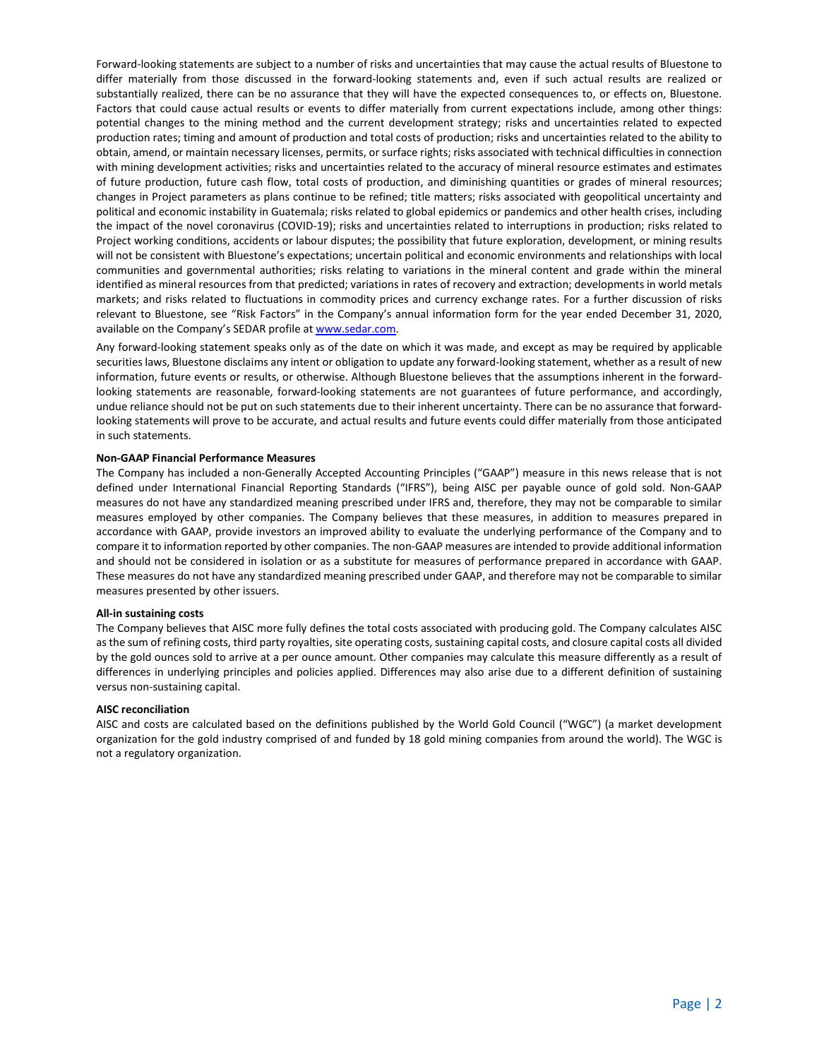Forward-looking statements are subject to a number of risks and uncertainties that may cause the actual results of Bluestone to differ materially from those discussed in the forward-looking statements and, even if such actual results are realized or substantially realized, there can be no assurance that they will have the expected consequences to, or effects on, Bluestone. Factors that could cause actual results or events to differ materially from current expectations include, among other things: potential changes to the mining method and the current development strategy; risks and uncertainties related to expected production rates; timing and amount of production and total costs of production; risks and uncertainties related to the ability to obtain, amend, or maintain necessary licenses, permits, or surface rights; risks associated with technical difficulties in connection with mining development activities; risks and uncertainties related to the accuracy of mineral resource estimates and estimates of future production, future cash flow, total costs of production, and diminishing quantities or grades of mineral resources; changes in Project parameters as plans continue to be refined; title matters; risks associated with geopolitical uncertainty and political and economic instability in Guatemala; risks related to global epidemics or pandemics and other health crises, including the impact of the novel coronavirus (COVID-19); risks and uncertainties related to interruptions in production; risks related to Project working conditions, accidents or labour disputes; the possibility that future exploration, development, or mining results will not be consistent with Bluestone's expectations; uncertain political and economic environments and relationships with local communities and governmental authorities; risks relating to variations in the mineral content and grade within the mineral identified as mineral resources from that predicted; variations in rates of recovery and extraction; developments in world metals markets; and risks related to fluctuations in commodity prices and currency exchange rates. For a further discussion of risks relevant to Bluestone, see "Risk Factors" in the Company's annual information form for the year ended December 31, 2020, available on the Company's SEDAR profile at www.sedar.com.

Any forward-looking statement speaks only as of the date on which it was made, and except as may be required by applicable securities laws, Bluestone disclaims any intent or obligation to update any forward-looking statement, whether as a result of new information, future events or results, or otherwise. Although Bluestone believes that the assumptions inherent in the forward-looking statements are reasonable, forward-looking statements are not guarantees of future performance, and accordingly, undue reliance should not be put on such statements due to their inherent uncertainty. There can be no assurance that forward-looking statements will prove to be accurate, and actual results and future events could differ materially from those anticipated in such statements.

**Non-GAAP Financial Performance Measures**

The Company has included a non-Generally Accepted Accounting Principles ("GAAP") measure in this news release that is not defined under International Financial Reporting Standards ("IFRS"), being AISC per payable ounce of gold sold. Non-GAAP measures do not have any standardized meaning prescribed under IFRS and, therefore, they may not be comparable to similar measures employed by other companies. The Company believes that these measures, in addition to measures prepared in accordance with GAAP, provide investors an improved ability to evaluate the underlying performance of the Company and to compare it to information reported by other companies. The non-GAAP measures are intended to provide additional information and should not be considered in isolation or as a substitute for measures of performance prepared in accordance with GAAP. These measures do not have any standardized meaning prescribed under GAAP, and therefore may not be comparable to similar measures presented by other issuers.

**All-in sustaining costs**

The Company believes that AISC more fully defines the total costs associated with producing gold. The Company calculates AISC as the sum of refining costs, third party royalties, site operating costs, sustaining capital costs, and closure capital costs all divided by the gold ounces sold to arrive at a per ounce amount. Other companies may calculate this measure differently as a result of differences in underlying principles and policies applied. Differences may also arise due to a different definition of sustaining versus non-sustaining capital.

**AISC reconciliation**

AISC and costs are calculated based on the definitions published by the World Gold Council ("WGC") (a market development organization for the gold industry comprised of and funded by 18 gold mining companies from around the world). The WGC is not a regulatory organization.